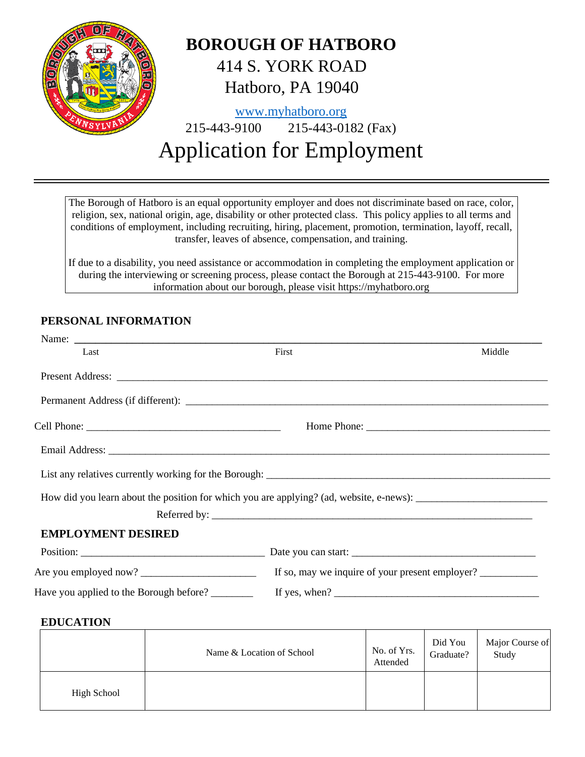# BOROUGH OF HATBORO

414 S. YORK ROAD

Hatboro, PA 19040

www.myhatboro.org

215-443-9100 215-443-0182 (Fax)

# Application for Employment

The Borough of Hatboro is an equal opportunity employer and does not discriminate based on race, color, religion, sex, national origin, age, disability or other protected class. This policy applies to all terms and conditions of employment, including recruiting, hiring, placement, promotion, termination, layoff, recall, transfer, leaves of absence, compensation, and training.

If due to a disability, you need assistance or accommodation in completing the employment application or during the interviewing or screening process, please contact the Borough at 215-443-9100. For more information about our borough, please visit https://myhatboro.org

## PERSONAL INFORMATION

Name: ______________________________________________________________________

Last First Middle

Present Address: ______________________________________________________________________

Permanent Address (if different): ______________________________________________________________________

Cell Phone: ______________________________ Home Phone: ______________________________

Email Address: ______________________________________________________________________

List any relatives currently working for the Borough: ______________________________________________

How did you learn about the position for which you are applying? (ad, website, e-news): ____________________

Referred by: ______________________________________________________

## EMPLOYMENT DESIRED

Position: ______________________________ Date you can start: ______________________________

Are you employed now? ____________________ If so, may we inquire of your present employer? __________

Have you applied to the Borough before? ________ If yes, when? ______________________________

## EDUCATION

| | Name & Location of School | No. of Yrs. Attended | Did You Graduate? | Major Course of Study |
|---|---|---|---|---|
| High School | | | | |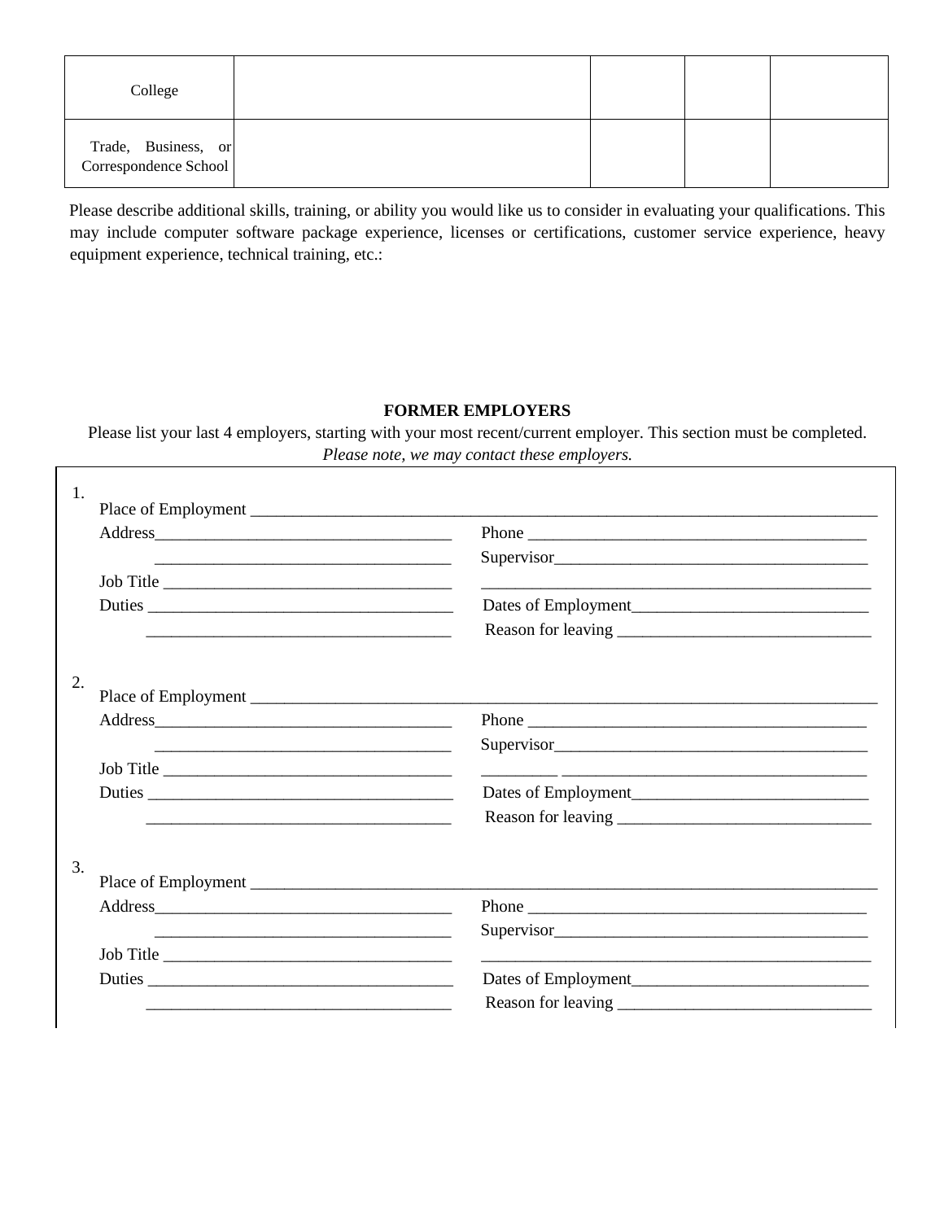| | | | | |
|---|---|---|---|---|
| College | | | | |
| Trade, Business, or Correspondence School | | | | |

Please describe additional skills, training, or ability you would like us to consider in evaluating your qualifications. This may include computer software package experience, licenses or certifications, customer service experience, heavy equipment experience, technical training, etc.:

**FORMER EMPLOYERS**

Please list your last 4 employers, starting with your most recent/current employer. This section must be completed.
*Please note, we may contact these employers.*

1.
Place of Employment ____________________________________________________________________________
Address___________________________________ Phone ________________________________________
___________________________________ Supervisor_____________________________________
Job Title _________________________________ _____________________________________________
Duties ___________________________________ Dates of Employment___________________________
___________________________________ Reason for leaving ______________________________

2.
Place of Employment ____________________________________________________________________________
Address___________________________________ Phone ________________________________________
___________________________________ Supervisor_____________________________________
Job Title _________________________________ _________ ____________________________________
Duties ___________________________________ Dates of Employment___________________________
___________________________________ Reason for leaving ______________________________

3.
Place of Employment ____________________________________________________________________________
Address___________________________________ Phone ________________________________________
___________________________________ Supervisor_____________________________________
Job Title _________________________________ _____________________________________________
Duties ___________________________________ Dates of Employment___________________________
___________________________________ Reason for leaving ______________________________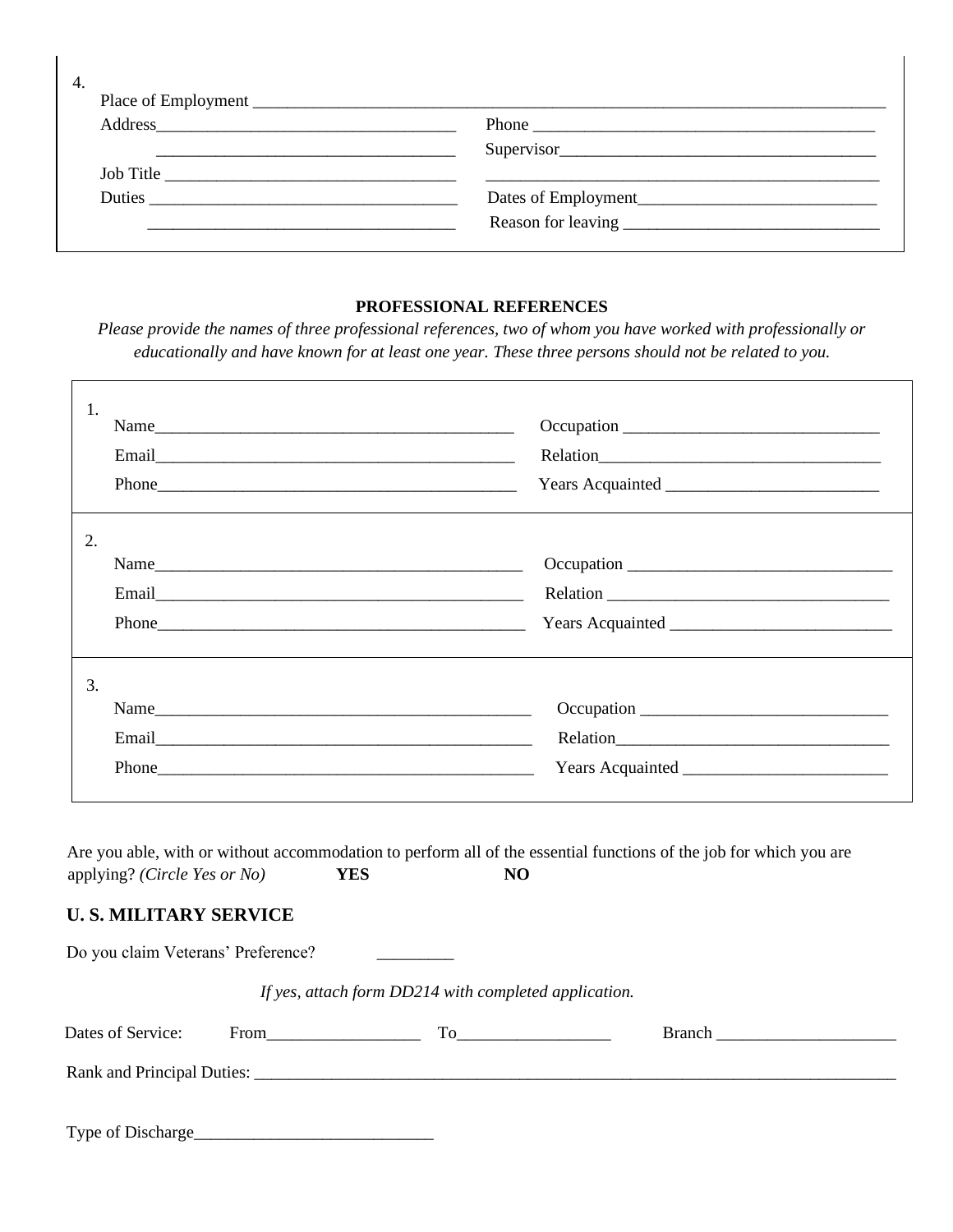4.

| | |
|---|---|
| Place of Employment ______________________________ | |
| Address ______________________________ | Phone ______________________________ |
| ______________________________ | Supervisor ______________________________ |
| Job Title ______________________________ | ______________________________ |
| Duties ______________________________ | Dates of Employment ______________________________ |
| ______________________________ | Reason for leaving ______________________________ |

**PROFESSIONAL REFERENCES**

*Please provide the names of three professional references, two of whom you have worked with professionally or educationally and have known for at least one year. These three persons should not be related to you.*

1.

| | |
|---|---|
| Name ______________________________ | Occupation ______________________________ |
| Email ______________________________ | Relation ______________________________ |
| Phone ______________________________ | Years Acquainted ______________________________ |

2.

| | |
|---|---|
| Name ______________________________ | Occupation ______________________________ |
| Email ______________________________ | Relation ______________________________ |
| Phone ______________________________ | Years Acquainted ______________________________ |

3.

| | |
|---|---|
| Name ______________________________ | Occupation ______________________________ |
| Email ______________________________ | Relation ______________________________ |
| Phone ______________________________ | Years Acquainted ______________________________ |

Are you able, with or without accommodation to perform all of the essential functions of the job for which you are applying? *(Circle Yes or No)* **YES** **NO**

## U. S. MILITARY SERVICE

Do you claim Veterans' Preference? _________

*If yes, attach form DD214 with completed application.*

Dates of Service: From__________________ To__________________ Branch ______________________

Rank and Principal Duties: ________________________________________________________________

Type of Discharge____________________________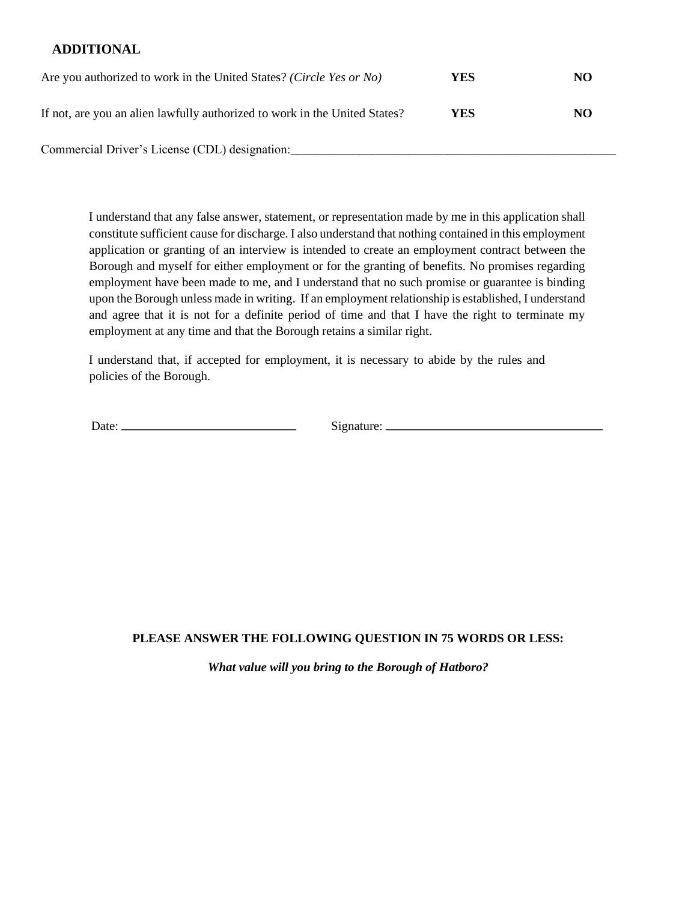## ADDITIONAL

| | | |
|---|---|---|
| Are you authorized to work in the United States? *(Circle Yes or No)* | **YES** | **NO** |
| If not, are you an alien lawfully authorized to work in the United States? | **YES** | **NO** |

Commercial Driver's License (CDL) designation:_______________________________________________

I understand that any false answer, statement, or representation made by me in this application shall constitute sufficient cause for discharge. I also understand that nothing contained in this employment application or granting of an interview is intended to create an employment contract between the Borough and myself for either employment or for the granting of benefits. No promises regarding employment have been made to me, and I understand that no such promise or guarantee is binding upon the Borough unless made in writing. If an employment relationship is established, I understand and agree that it is not for a definite period of time and that I have the right to terminate my employment at any time and that the Borough retains a similar right.

I understand that, if accepted for employment, it is necessary to abide by the rules and policies of the Borough.

Date: ____________________________ Signature: ____________________________________

**PLEASE ANSWER THE FOLLOWING QUESTION IN 75 WORDS OR LESS:**

***What value will you bring to the Borough of Hatboro?***